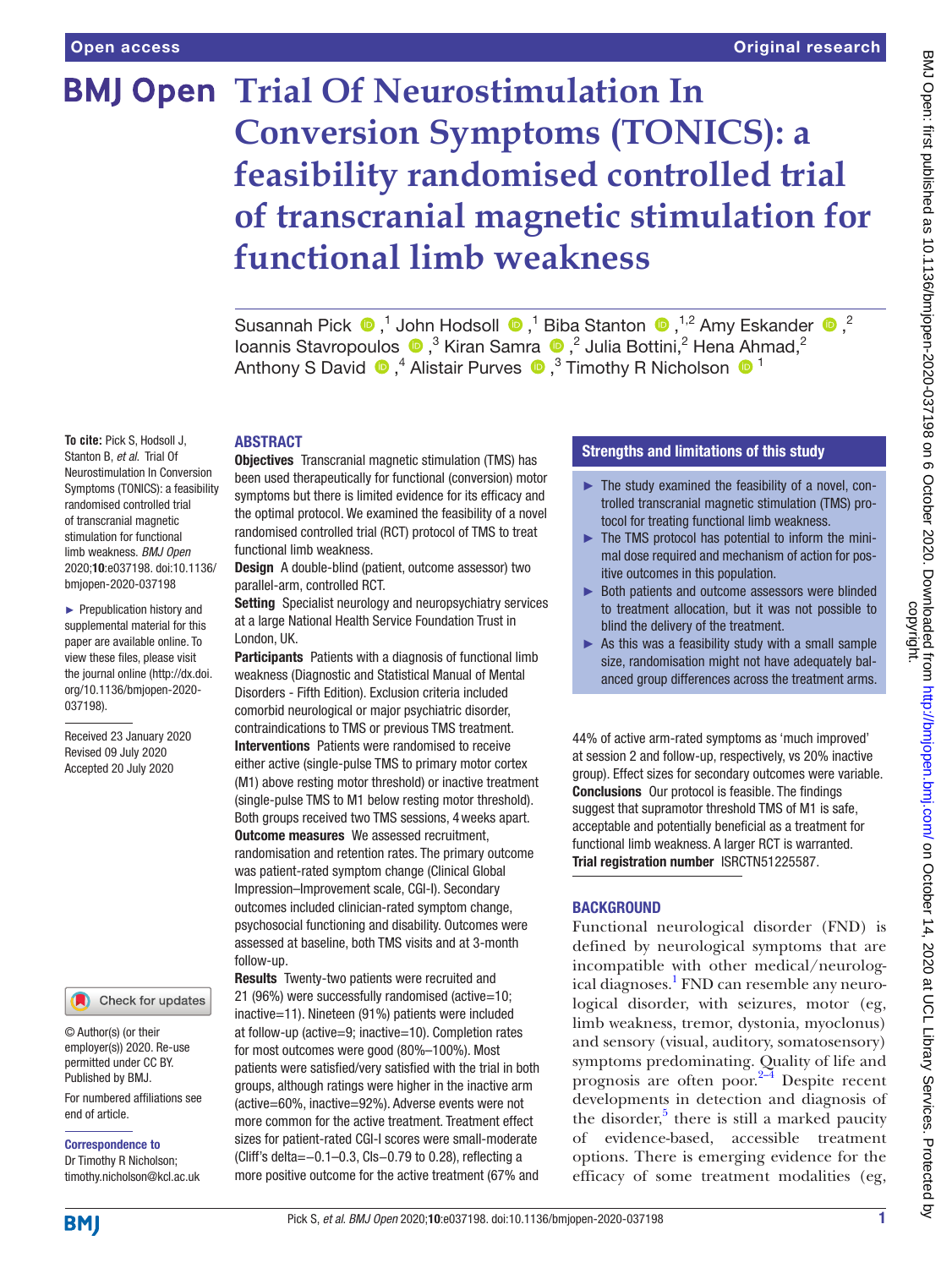Open access

Original research

# Trial Of Neurostimulation In Conversion Symptoms (TONICS): a feasibility randomised controlled trial of transcranial magnetic stimulation for functional limb weakness

Susannah Pick ,[1] John Hodsoll ,[1] Biba Stanton ,[1,2] Amy Eskander ,[2] Ioannis Stavropoulos ,[3] Kiran Samra ,[2] Julia Bottini,[2] Hena Ahmad,[2] Anthony S David ,[4] Alistair Purves ,[3] Timothy R Nicholson [1]

**To cite:** Pick S, Hodsoll J, Stanton B, *et al*. Trial Of Neurostimulation In Conversion Symptoms (TONICS): a feasibility randomised controlled trial of transcranial magnetic stimulation for functional limb weakness. *BMJ Open* 2020;**10**:e037198. doi:10.1136/bmjopen-2020-037198

► Prepublication history and supplemental material for this paper are available online. To view these files, please visit the journal online (http://dx.doi.org/10.1136/bmjopen-2020-037198).

Received 23 January 2020
Revised 09 July 2020
Accepted 20 July 2020

© Author(s) (or their employer(s)) 2020. Re-use permitted under CC BY. Published by BMJ.

For numbered affiliations see end of article.

**Correspondence to**
Dr Timothy R Nicholson; timothy.nicholson@kcl.ac.uk

## ABSTRACT

**Objectives** Transcranial magnetic stimulation (TMS) has been used therapeutically for functional (conversion) motor symptoms but there is limited evidence for its efficacy and the optimal protocol. We examined the feasibility of a novel randomised controlled trial (RCT) protocol of TMS to treat functional limb weakness.

**Design** A double-blind (patient, outcome assessor) two parallel-arm, controlled RCT.

**Setting** Specialist neurology and neuropsychiatry services at a large National Health Service Foundation Trust in London, UK.

**Participants** Patients with a diagnosis of functional limb weakness (Diagnostic and Statistical Manual of Mental Disorders - Fifth Edition). Exclusion criteria included comorbid neurological or major psychiatric disorder, contraindications to TMS or previous TMS treatment.

**Interventions** Patients were randomised to receive either active (single-pulse TMS to primary motor cortex (M1) above resting motor threshold) or inactive treatment (single-pulse TMS to M1 below resting motor threshold). Both groups received two TMS sessions, 4 weeks apart.

**Outcome measures** We assessed recruitment, randomisation and retention rates. The primary outcome was patient-rated symptom change (Clinical Global Impression–Improvement scale, CGI-I). Secondary outcomes included clinician-rated symptom change, psychosocial functioning and disability. Outcomes were assessed at baseline, both TMS visits and at 3-month follow-up.

**Results** Twenty-two patients were recruited and 21 (96%) were successfully randomised (active=10; inactive=11). Nineteen (91%) patients were included at follow-up (active=9; inactive=10). Completion rates for most outcomes were good (80%–100%). Most patients were satisfied/very satisfied with the trial in both groups, although ratings were higher in the inactive arm (active=60%, inactive=92%). Adverse events were not more common for the active treatment. Treatment effect sizes for patient-rated CGI-I scores were small-moderate (Cliff's delta=−0.1–0.3, CIs−0.79 to 0.28), reflecting a more positive outcome for the active treatment (67% and 44% of active arm-rated symptoms as 'much improved' at session 2 and follow-up, respectively, vs 20% inactive group). Effect sizes for secondary outcomes were variable.

**Conclusions** Our protocol is feasible. The findings suggest that supramotor threshold TMS of M1 is safe, acceptable and potentially beneficial as a treatment for functional limb weakness. A larger RCT is warranted.

**Trial registration number** ISRCTN51225587.

## Strengths and limitations of this study

- ► The study examined the feasibility of a novel, controlled transcranial magnetic stimulation (TMS) protocol for treating functional limb weakness.
- ► The TMS protocol has potential to inform the minimal dose required and mechanism of action for positive outcomes in this population.
- ► Both patients and outcome assessors were blinded to treatment allocation, but it was not possible to blind the delivery of the treatment.
- ► As this was a feasibility study with a small sample size, randomisation might not have adequately balanced group differences across the treatment arms.

## BACKGROUND

Functional neurological disorder (FND) is defined by neurological symptoms that are incompatible with other medical/neurological diagnoses.[1] FND can resemble any neurological disorder, with seizures, motor (eg, limb weakness, tremor, dystonia, myoclonus) and sensory (visual, auditory, somatosensory) symptoms predominating. Quality of life and prognosis are often poor.[2–4] Despite recent developments in detection and diagnosis of the disorder,[5] there is still a marked paucity of evidence-based, accessible treatment options. There is emerging evidence for the efficacy of some treatment modalities (eg,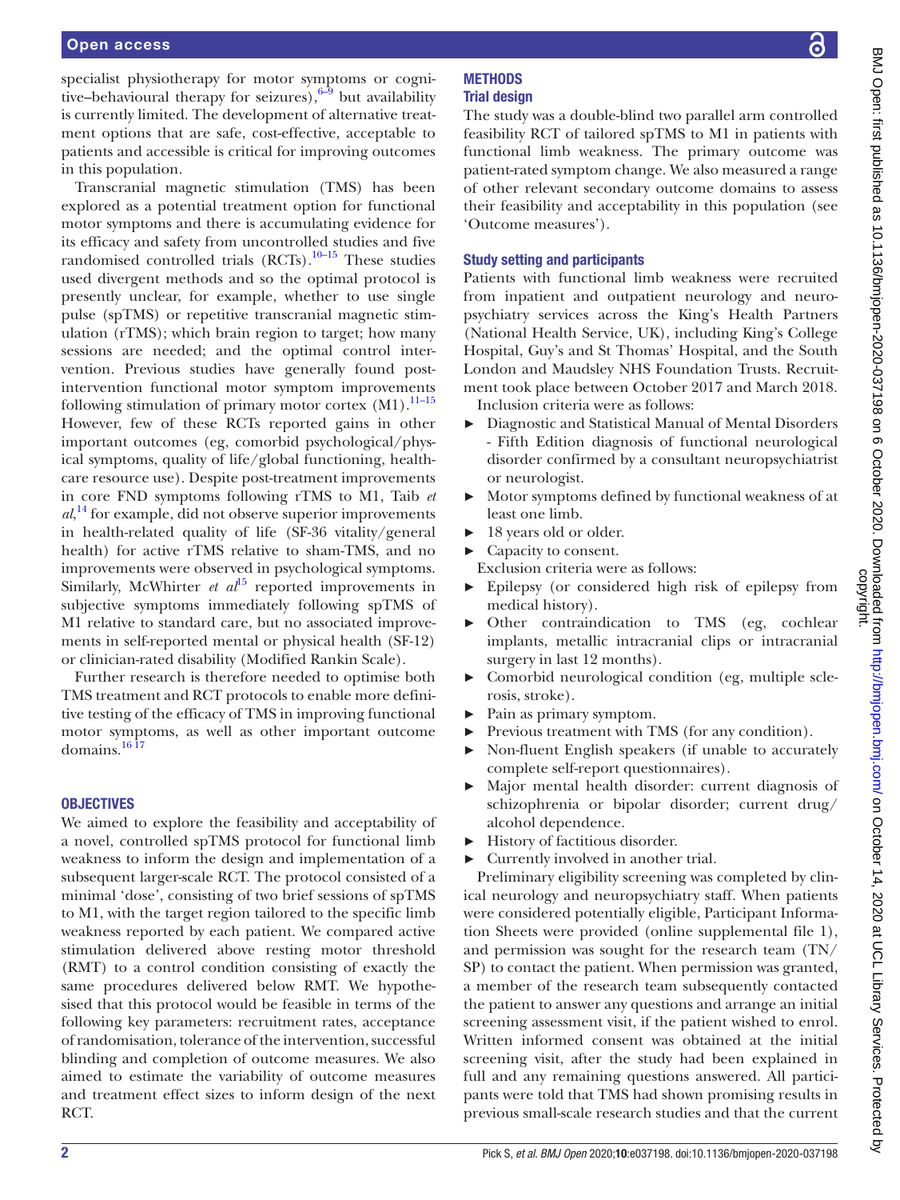specialist physiotherapy for motor symptoms or cognitive–behavioural therapy for seizures),[6–9] but availability is currently limited. The development of alternative treatment options that are safe, cost-effective, acceptable to patients and accessible is critical for improving outcomes in this population.

Transcranial magnetic stimulation (TMS) has been explored as a potential treatment option for functional motor symptoms and there is accumulating evidence for its efficacy and safety from uncontrolled studies and five randomised controlled trials (RCTs).[10–15] These studies used divergent methods and so the optimal protocol is presently unclear, for example, whether to use single pulse (spTMS) or repetitive transcranial magnetic stimulation (rTMS); which brain region to target; how many sessions are needed; and the optimal control intervention. Previous studies have generally found post-intervention functional motor symptom improvements following stimulation of primary motor cortex (M1).[11–15] However, few of these RCTs reported gains in other important outcomes (eg, comorbid psychological/physical symptoms, quality of life/global functioning, healthcare resource use). Despite post-treatment improvements in core FND symptoms following rTMS to M1, Taib *et al*,[14] for example, did not observe superior improvements in health-related quality of life (SF-36 vitality/general health) for active rTMS relative to sham-TMS, and no improvements were observed in psychological symptoms. Similarly, McWhirter *et al*[15] reported improvements in subjective symptoms immediately following spTMS of M1 relative to standard care, but no associated improvements in self-reported mental or physical health (SF-12) or clinician-rated disability (Modified Rankin Scale).

Further research is therefore needed to optimise both TMS treatment and RCT protocols to enable more definitive testing of the efficacy of TMS in improving functional motor symptoms, as well as other important outcome domains.[16 17]

## OBJECTIVES

We aimed to explore the feasibility and acceptability of a novel, controlled spTMS protocol for functional limb weakness to inform the design and implementation of a subsequent larger-scale RCT. The protocol consisted of a minimal 'dose', consisting of two brief sessions of spTMS to M1, with the target region tailored to the specific limb weakness reported by each patient. We compared active stimulation delivered above resting motor threshold (RMT) to a control condition consisting of exactly the same procedures delivered below RMT. We hypothesised that this protocol would be feasible in terms of the following key parameters: recruitment rates, acceptance of randomisation, tolerance of the intervention, successful blinding and completion of outcome measures. We also aimed to estimate the variability of outcome measures and treatment effect sizes to inform design of the next RCT.

## METHODS

### Trial design

The study was a double-blind two parallel arm controlled feasibility RCT of tailored spTMS to M1 in patients with functional limb weakness. The primary outcome was patient-rated symptom change. We also measured a range of other relevant secondary outcome domains to assess their feasibility and acceptability in this population (see 'Outcome measures').

### Study setting and participants

Patients with functional limb weakness were recruited from inpatient and outpatient neurology and neuropsychiatry services across the King's Health Partners (National Health Service, UK), including King's College Hospital, Guy's and St Thomas' Hospital, and the South London and Maudsley NHS Foundation Trusts. Recruitment took place between October 2017 and March 2018.

Inclusion criteria were as follows:

- Diagnostic and Statistical Manual of Mental Disorders - Fifth Edition diagnosis of functional neurological disorder confirmed by a consultant neuropsychiatrist or neurologist.
- Motor symptoms defined by functional weakness of at least one limb.
- 18 years old or older.
- Capacity to consent.

Exclusion criteria were as follows:

- Epilepsy (or considered high risk of epilepsy from medical history).
- Other contraindication to TMS (eg, cochlear implants, metallic intracranial clips or intracranial surgery in last 12 months).
- Comorbid neurological condition (eg, multiple sclerosis, stroke).
- Pain as primary symptom.
- Previous treatment with TMS (for any condition).
- Non-fluent English speakers (if unable to accurately complete self-report questionnaires).
- Major mental health disorder: current diagnosis of schizophrenia or bipolar disorder; current drug/alcohol dependence.
- History of factitious disorder.
- Currently involved in another trial.

Preliminary eligibility screening was completed by clinical neurology and neuropsychiatry staff. When patients were considered potentially eligible, Participant Information Sheets were provided (online supplemental file 1), and permission was sought for the research team (TN/SP) to contact the patient. When permission was granted, a member of the research team subsequently contacted the patient to answer any questions and arrange an initial screening assessment visit, if the patient wished to enrol. Written informed consent was obtained at the initial screening visit, after the study had been explained in full and any remaining questions answered. All participants were told that TMS had shown promising results in previous small-scale research studies and that the current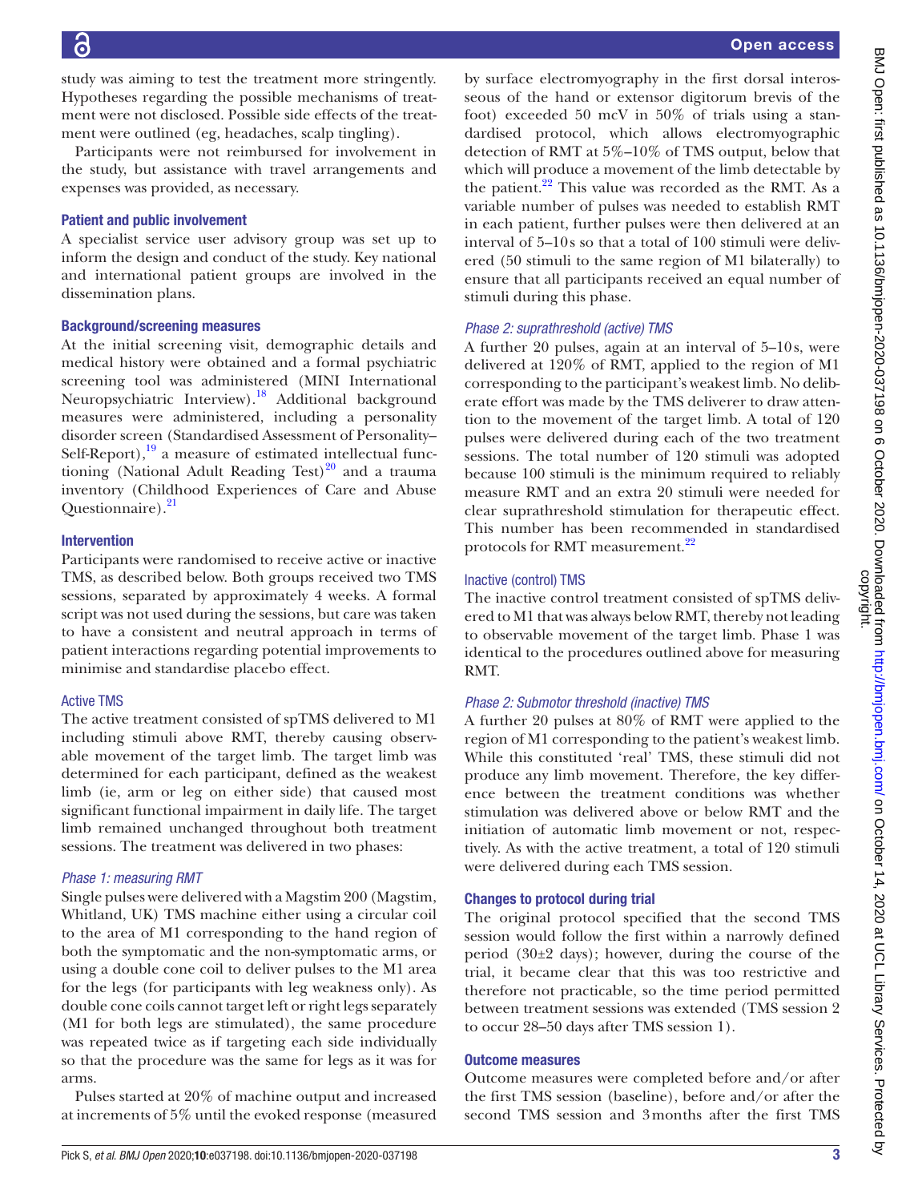study was aiming to test the treatment more stringently. Hypotheses regarding the possible mechanisms of treatment were not disclosed. Possible side effects of the treatment were outlined (eg, headaches, scalp tingling).

Participants were not reimbursed for involvement in the study, but assistance with travel arrangements and expenses was provided, as necessary.

### Patient and public involvement

A specialist service user advisory group was set up to inform the design and conduct of the study. Key national and international patient groups are involved in the dissemination plans.

### Background/screening measures

At the initial screening visit, demographic details and medical history were obtained and a formal psychiatric screening tool was administered (MINI International Neuropsychiatric Interview).[18] Additional background measures were administered, including a personality disorder screen (Standardised Assessment of Personality–Self-Report),[19] a measure of estimated intellectual functioning (National Adult Reading Test)[20] and a trauma inventory (Childhood Experiences of Care and Abuse Questionnaire).[21]

### Intervention

Participants were randomised to receive active or inactive TMS, as described below. Both groups received two TMS sessions, separated by approximately 4 weeks. A formal script was not used during the sessions, but care was taken to have a consistent and neutral approach in terms of patient interactions regarding potential improvements to minimise and standardise placebo effect.

#### Active TMS

The active treatment consisted of spTMS delivered to M1 including stimuli above RMT, thereby causing observable movement of the target limb. The target limb was determined for each participant, defined as the weakest limb (ie, arm or leg on either side) that caused most significant functional impairment in daily life. The target limb remained unchanged throughout both treatment sessions. The treatment was delivered in two phases:

##### *Phase 1: measuring RMT*

Single pulses were delivered with a Magstim 200 (Magstim, Whitland, UK) TMS machine either using a circular coil to the area of M1 corresponding to the hand region of both the symptomatic and the non-symptomatic arms, or using a double cone coil to deliver pulses to the M1 area for the legs (for participants with leg weakness only). As double cone coils cannot target left or right legs separately (M1 for both legs are stimulated), the same procedure was repeated twice as if targeting each side individually so that the procedure was the same for legs as it was for arms.

Pulses started at 20% of machine output and increased at increments of 5% until the evoked response (measured by surface electromyography in the first dorsal interosseous of the hand or extensor digitorum brevis of the foot) exceeded 50 mcV in 50% of trials using a standardised protocol, which allows electromyographic detection of RMT at 5%–10% of TMS output, below that which will produce a movement of the limb detectable by the patient.[22] This value was recorded as the RMT. As a variable number of pulses was needed to establish RMT in each patient, further pulses were then delivered at an interval of 5–10s so that a total of 100 stimuli were delivered (50 stimuli to the same region of M1 bilaterally) to ensure that all participants received an equal number of stimuli during this phase.

##### *Phase 2: suprathreshold (active) TMS*

A further 20 pulses, again at an interval of 5–10s, were delivered at 120% of RMT, applied to the region of M1 corresponding to the participant's weakest limb. No deliberate effort was made by the TMS deliverer to draw attention to the movement of the target limb. A total of 120 pulses were delivered during each of the two treatment sessions. The total number of 120 stimuli was adopted because 100 stimuli is the minimum required to reliably measure RMT and an extra 20 stimuli were needed for clear suprathreshold stimulation for therapeutic effect. This number has been recommended in standardised protocols for RMT measurement.[22]

#### Inactive (control) TMS

The inactive control treatment consisted of spTMS delivered to M1 that was always below RMT, thereby not leading to observable movement of the target limb. Phase 1 was identical to the procedures outlined above for measuring RMT.

##### *Phase 2: Submotor threshold (inactive) TMS*

A further 20 pulses at 80% of RMT were applied to the region of M1 corresponding to the patient's weakest limb. While this constituted 'real' TMS, these stimuli did not produce any limb movement. Therefore, the key difference between the treatment conditions was whether stimulation was delivered above or below RMT and the initiation of automatic limb movement or not, respectively. As with the active treatment, a total of 120 stimuli were delivered during each TMS session.

### Changes to protocol during trial

The original protocol specified that the second TMS session would follow the first within a narrowly defined period (30±2 days); however, during the course of the trial, it became clear that this was too restrictive and therefore not practicable, so the time period permitted between treatment sessions was extended (TMS session 2 to occur 28–50 days after TMS session 1).

### Outcome measures

Outcome measures were completed before and/or after the first TMS session (baseline), before and/or after the second TMS session and 3 months after the first TMS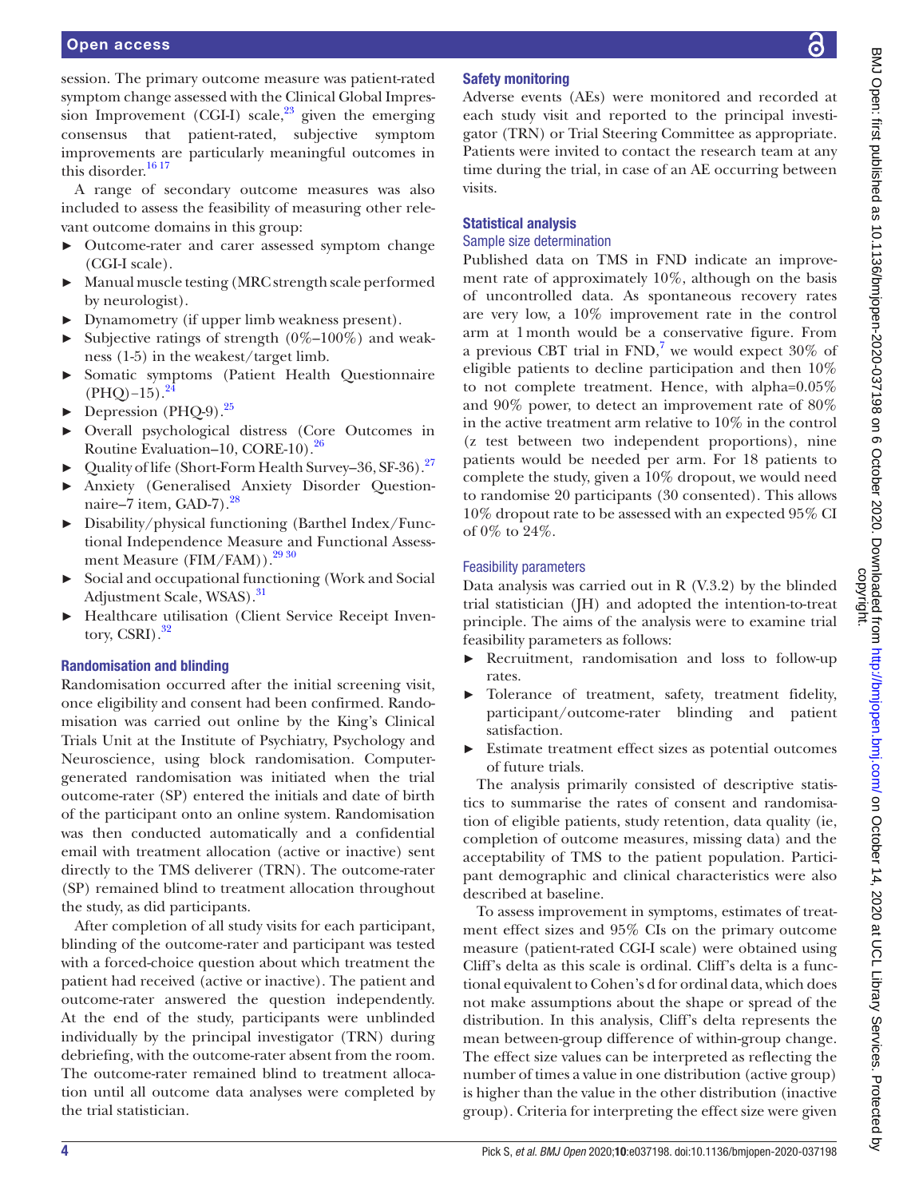session. The primary outcome measure was patient-rated symptom change assessed with the Clinical Global Impression Improvement (CGI-I) scale,[23] given the emerging consensus that patient-rated, subjective symptom improvements are particularly meaningful outcomes in this disorder.[16 17]

A range of secondary outcome measures was also included to assess the feasibility of measuring other relevant outcome domains in this group:

- Outcome-rater and carer assessed symptom change (CGI-I scale).
- Manual muscle testing (MRC strength scale performed by neurologist).
- Dynamometry (if upper limb weakness present).
- Subjective ratings of strength (0%–100%) and weakness (1-5) in the weakest/target limb.
- Somatic symptoms (Patient Health Questionnaire (PHQ)–15).[24]
- Depression (PHQ-9).[25]
- Overall psychological distress (Core Outcomes in Routine Evaluation–10, CORE-10).[26]
- Quality of life (Short-Form Health Survey–36, SF-36).[27]
- Anxiety (Generalised Anxiety Disorder Questionnaire–7 item, GAD-7).[28]
- Disability/physical functioning (Barthel Index/Functional Independence Measure and Functional Assessment Measure (FIM/FAM)).[29 30]
- Social and occupational functioning (Work and Social Adjustment Scale, WSAS).[31]
- Healthcare utilisation (Client Service Receipt Inventory, CSRI).[32]

### Randomisation and blinding

Randomisation occurred after the initial screening visit, once eligibility and consent had been confirmed. Randomisation was carried out online by the King's Clinical Trials Unit at the Institute of Psychiatry, Psychology and Neuroscience, using block randomisation. Computer-generated randomisation was initiated when the trial outcome-rater (SP) entered the initials and date of birth of the participant onto an online system. Randomisation was then conducted automatically and a confidential email with treatment allocation (active or inactive) sent directly to the TMS deliverer (TRN). The outcome-rater (SP) remained blind to treatment allocation throughout the study, as did participants.

After completion of all study visits for each participant, blinding of the outcome-rater and participant was tested with a forced-choice question about which treatment the patient had received (active or inactive). The patient and outcome-rater answered the question independently. At the end of the study, participants were unblinded individually by the principal investigator (TRN) during debriefing, with the outcome-rater absent from the room. The outcome-rater remained blind to treatment allocation until all outcome data analyses were completed by the trial statistician.

### Safety monitoring

Adverse events (AEs) were monitored and recorded at each study visit and reported to the principal investigator (TRN) or Trial Steering Committee as appropriate. Patients were invited to contact the research team at any time during the trial, in case of an AE occurring between visits.

### Statistical analysis

#### Sample size determination

Published data on TMS in FND indicate an improvement rate of approximately 10%, although on the basis of uncontrolled data. As spontaneous recovery rates are very low, a 10% improvement rate in the control arm at 1 month would be a conservative figure. From a previous CBT trial in FND,[7] we would expect 30% of eligible patients to decline participation and then 10% to not complete treatment. Hence, with alpha=0.05% and 90% power, to detect an improvement rate of 80% in the active treatment arm relative to 10% in the control (z test between two independent proportions), nine patients would be needed per arm. For 18 patients to complete the study, given a 10% dropout, we would need to randomise 20 participants (30 consented). This allows 10% dropout rate to be assessed with an expected 95% CI of 0% to 24%.

#### Feasibility parameters

Data analysis was carried out in R (V.3.2) by the blinded trial statistician (JH) and adopted the intention-to-treat principle. The aims of the analysis were to examine trial feasibility parameters as follows:

- Recruitment, randomisation and loss to follow-up rates.
- Tolerance of treatment, safety, treatment fidelity, participant/outcome-rater blinding and patient satisfaction.
- Estimate treatment effect sizes as potential outcomes of future trials.

The analysis primarily consisted of descriptive statistics to summarise the rates of consent and randomisation of eligible patients, study retention, data quality (ie, completion of outcome measures, missing data) and the acceptability of TMS to the patient population. Participant demographic and clinical characteristics were also described at baseline.

To assess improvement in symptoms, estimates of treatment effect sizes and 95% CIs on the primary outcome measure (patient-rated CGI-I scale) were obtained using Cliff's delta as this scale is ordinal. Cliff's delta is a functional equivalent to Cohen's d for ordinal data, which does not make assumptions about the shape or spread of the distribution. In this analysis, Cliff's delta represents the mean between-group difference of within-group change. The effect size values can be interpreted as reflecting the number of times a value in one distribution (active group) is higher than the value in the other distribution (inactive group). Criteria for interpreting the effect size were given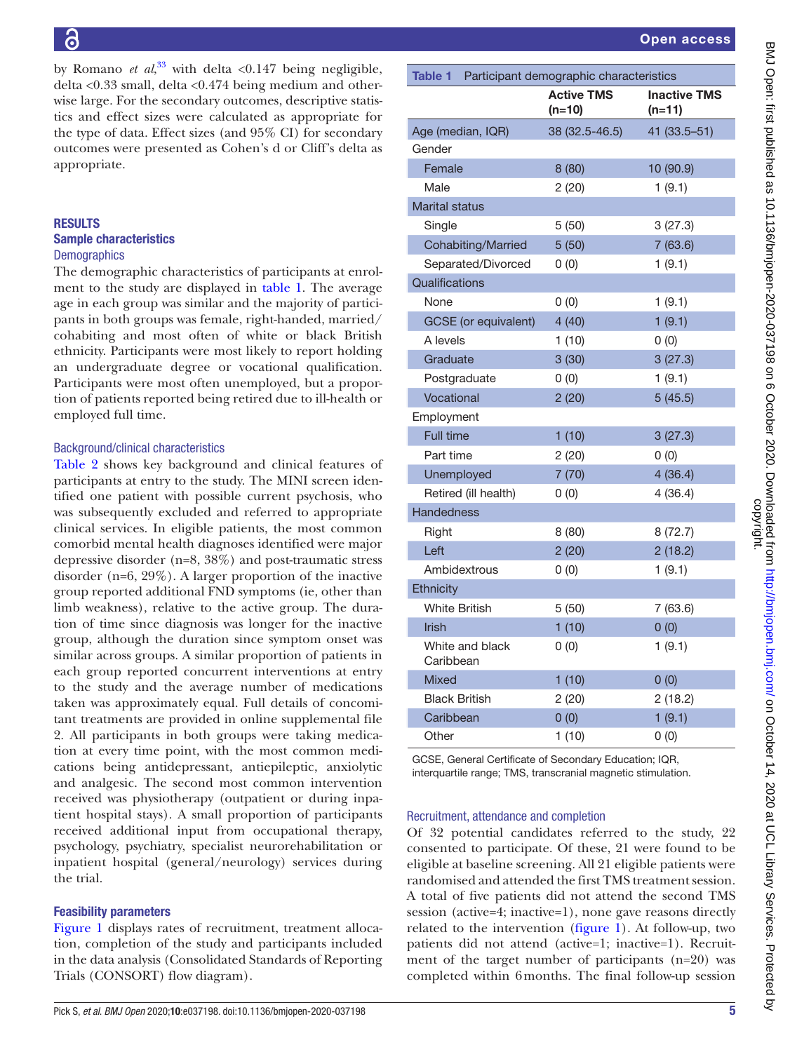by Romano *et al*,[33] with delta <0.147 being negligible, delta <0.33 small, delta <0.474 being medium and otherwise large. For the secondary outcomes, descriptive statistics and effect sizes were calculated as appropriate for the type of data. Effect sizes (and 95% CI) for secondary outcomes were presented as Cohen's d or Cliff's delta as appropriate.

## RESULTS

### Sample characteristics

#### Demographics

The demographic characteristics of participants at enrolment to the study are displayed in table 1. The average age in each group was similar and the majority of participants in both groups was female, right-handed, married/cohabiting and most often of white or black British ethnicity. Participants were most likely to report holding an undergraduate degree or vocational qualification. Participants were most often unemployed, but a proportion of patients reported being retired due to ill-health or employed full time.

#### Background/clinical characteristics

Table 2 shows key background and clinical features of participants at entry to the study. The MINI screen identified one patient with possible current psychosis, who was subsequently excluded and referred to appropriate clinical services. In eligible patients, the most common comorbid mental health diagnoses identified were major depressive disorder (n=8, 38%) and post-traumatic stress disorder (n=6, 29%). A larger proportion of the inactive group reported additional FND symptoms (ie, other than limb weakness), relative to the active group. The duration of time since diagnosis was longer for the inactive group, although the duration since symptom onset was similar across groups. A similar proportion of patients in each group reported concurrent interventions at entry to the study and the average number of medications taken was approximately equal. Full details of concomitant treatments are provided in online supplemental file 2. All participants in both groups were taking medication at every time point, with the most common medications being antidepressant, antiepileptic, anxiolytic and analgesic. The second most common intervention received was physiotherapy (outpatient or during inpatient hospital stays). A small proportion of participants received additional input from occupational therapy, psychology, psychiatry, specialist neurorehabilitation or inpatient hospital (general/neurology) services during the trial.

### Feasibility parameters

Figure 1 displays rates of recruitment, treatment allocation, completion of the study and participants included in the data analysis (Consolidated Standards of Reporting Trials (CONSORT) flow diagram).

**Table 1** Participant demographic characteristics

| | Active TMS (n=10) | Inactive TMS (n=11) |
|---|---|---|
| Age (median, IQR) | 38 (32.5-46.5) | 41 (33.5–51) |
| Gender | | |
| Female | 8 (80) | 10 (90.9) |
| Male | 2 (20) | 1 (9.1) |
| Marital status | | |
| Single | 5 (50) | 3 (27.3) |
| Cohabiting/Married | 5 (50) | 7 (63.6) |
| Separated/Divorced | 0 (0) | 1 (9.1) |
| Qualifications | | |
| None | 0 (0) | 1 (9.1) |
| GCSE (or equivalent) | 4 (40) | 1 (9.1) |
| A levels | 1 (10) | 0 (0) |
| Graduate | 3 (30) | 3 (27.3) |
| Postgraduate | 0 (0) | 1 (9.1) |
| Vocational | 2 (20) | 5 (45.5) |
| Employment | | |
| Full time | 1 (10) | 3 (27.3) |
| Part time | 2 (20) | 0 (0) |
| Unemployed | 7 (70) | 4 (36.4) |
| Retired (ill health) | 0 (0) | 4 (36.4) |
| Handedness | | |
| Right | 8 (80) | 8 (72.7) |
| Left | 2 (20) | 2 (18.2) |
| Ambidextrous | 0 (0) | 1 (9.1) |
| Ethnicity | | |
| White British | 5 (50) | 7 (63.6) |
| Irish | 1 (10) | 0 (0) |
| White and black Caribbean | 0 (0) | 1 (9.1) |
| Mixed | 1 (10) | 0 (0) |
| Black British | 2 (20) | 2 (18.2) |
| Caribbean | 0 (0) | 1 (9.1) |
| Other | 1 (10) | 0 (0) |

GCSE, General Certificate of Secondary Education; IQR, interquartile range; TMS, transcranial magnetic stimulation.

#### Recruitment, attendance and completion

Of 32 potential candidates referred to the study, 22 consented to participate. Of these, 21 were found to be eligible at baseline screening. All 21 eligible patients were randomised and attended the first TMS treatment session. A total of five patients did not attend the second TMS session (active=4; inactive=1), none gave reasons directly related to the intervention (figure 1). At follow-up, two patients did not attend (active=1; inactive=1). Recruitment of the target number of participants (n=20) was completed within 6 months. The final follow-up session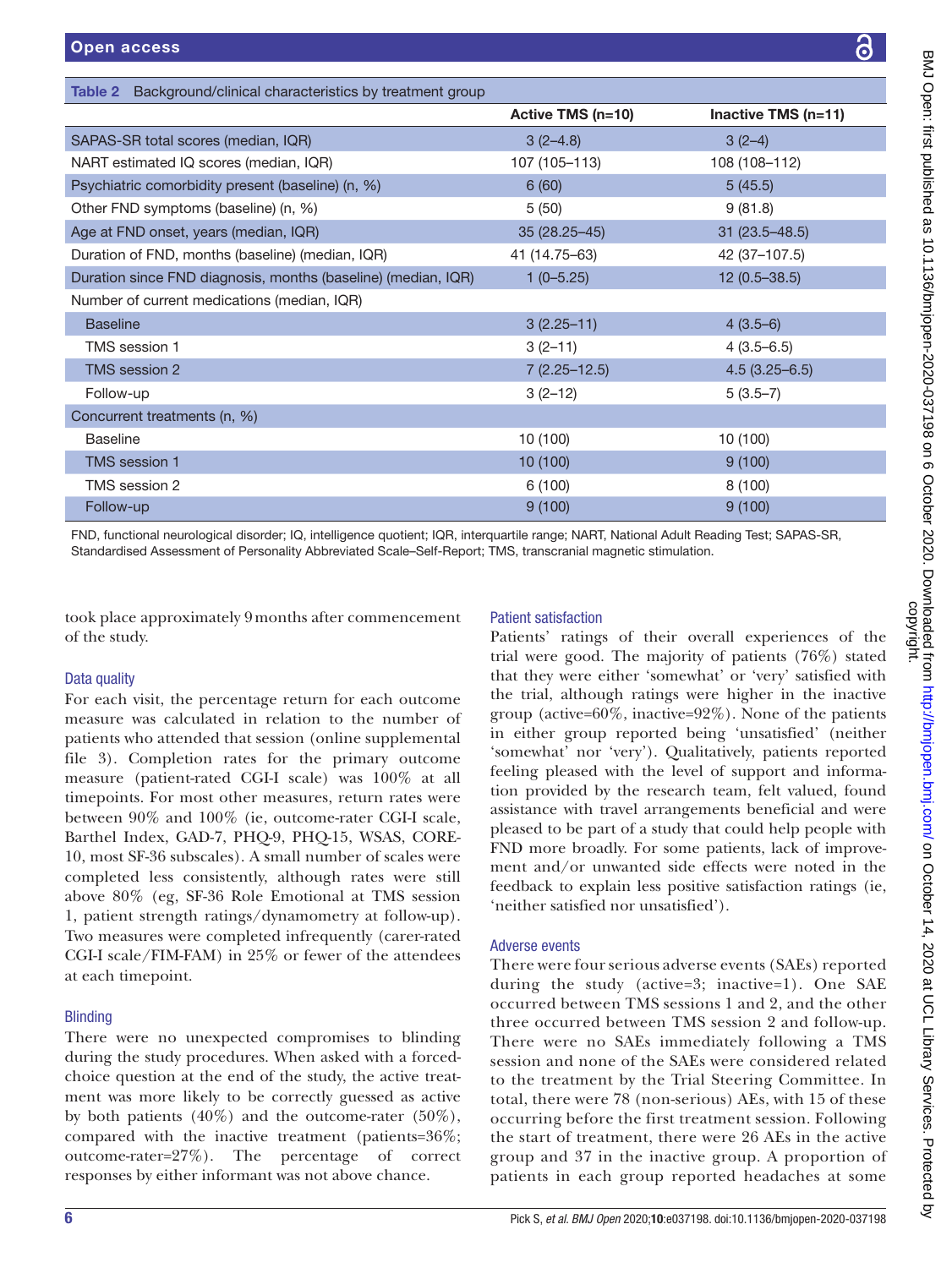**Table 2** Background/clinical characteristics by treatment group

| | Active TMS (n=10) | Inactive TMS (n=11) |
|---|---|---|
| SAPAS-SR total scores (median, IQR) | 3 (2–4.8) | 3 (2–4) |
| NART estimated IQ scores (median, IQR) | 107 (105–113) | 108 (108–112) |
| Psychiatric comorbidity present (baseline) (n, %) | 6 (60) | 5 (45.5) |
| Other FND symptoms (baseline) (n, %) | 5 (50) | 9 (81.8) |
| Age at FND onset, years (median, IQR) | 35 (28.25–45) | 31 (23.5–48.5) |
| Duration of FND, months (baseline) (median, IQR) | 41 (14.75–63) | 42 (37–107.5) |
| Duration since FND diagnosis, months (baseline) (median, IQR) | 1 (0–5.25) | 12 (0.5–38.5) |
| Number of current medications (median, IQR) | | |
| Baseline | 3 (2.25–11) | 4 (3.5–6) |
| TMS session 1 | 3 (2–11) | 4 (3.5–6.5) |
| TMS session 2 | 7 (2.25–12.5) | 4.5 (3.25–6.5) |
| Follow-up | 3 (2–12) | 5 (3.5–7) |
| Concurrent treatments (n, %) | | |
| Baseline | 10 (100) | 10 (100) |
| TMS session 1 | 10 (100) | 9 (100) |
| TMS session 2 | 6 (100) | 8 (100) |
| Follow-up | 9 (100) | 9 (100) |

FND, functional neurological disorder; IQ, intelligence quotient; IQR, interquartile range; NART, National Adult Reading Test; SAPAS-SR, Standardised Assessment of Personality Abbreviated Scale–Self-Report; TMS, transcranial magnetic stimulation.

took place approximately 9 months after commencement of the study.

### Data quality

For each visit, the percentage return for each outcome measure was calculated in relation to the number of patients who attended that session (online supplemental file 3). Completion rates for the primary outcome measure (patient-rated CGI-I scale) was 100% at all timepoints. For most other measures, return rates were between 90% and 100% (ie, outcome-rater CGI-I scale, Barthel Index, GAD-7, PHQ-9, PHQ-15, WSAS, CORE-10, most SF-36 subscales). A small number of scales were completed less consistently, although rates were still above 80% (eg, SF-36 Role Emotional at TMS session 1, patient strength ratings/dynamometry at follow-up). Two measures were completed infrequently (carer-rated CGI-I scale/FIM-FAM) in 25% or fewer of the attendees at each timepoint.

### Blinding

There were no unexpected compromises to blinding during the study procedures. When asked with a forced-choice question at the end of the study, the active treatment was more likely to be correctly guessed as active by both patients (40%) and the outcome-rater (50%), compared with the inactive treatment (patients=36%; outcome-rater=27%). The percentage of correct responses by either informant was not above chance.

### Patient satisfaction

Patients' ratings of their overall experiences of the trial were good. The majority of patients (76%) stated that they were either 'somewhat' or 'very' satisfied with the trial, although ratings were higher in the inactive group (active=60%, inactive=92%). None of the patients in either group reported being 'unsatisfied' (neither 'somewhat' nor 'very'). Qualitatively, patients reported feeling pleased with the level of support and information provided by the research team, felt valued, found assistance with travel arrangements beneficial and were pleased to be part of a study that could help people with FND more broadly. For some patients, lack of improvement and/or unwanted side effects were noted in the feedback to explain less positive satisfaction ratings (ie, 'neither satisfied nor unsatisfied').

### Adverse events

There were four serious adverse events (SAEs) reported during the study (active=3; inactive=1). One SAE occurred between TMS sessions 1 and 2, and the other three occurred between TMS session 2 and follow-up. There were no SAEs immediately following a TMS session and none of the SAEs were considered related to the treatment by the Trial Steering Committee. In total, there were 78 (non-serious) AEs, with 15 of these occurring before the first treatment session. Following the start of treatment, there were 26 AEs in the active group and 37 in the inactive group. A proportion of patients in each group reported headaches at some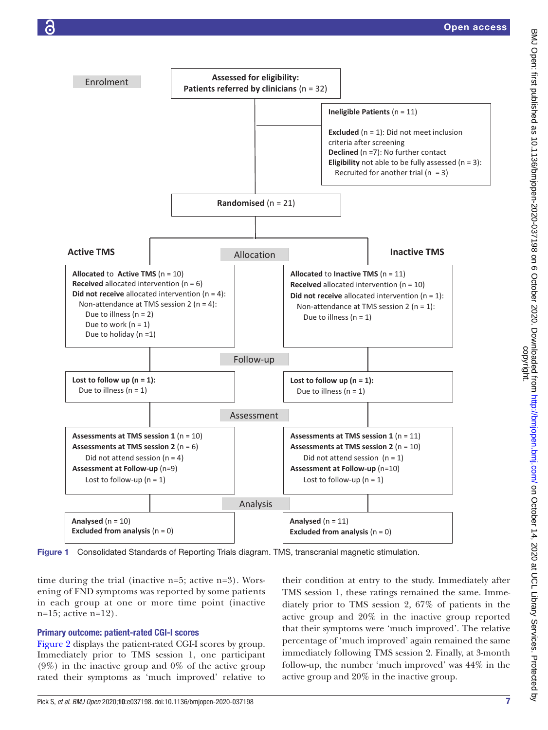**Enrolment**

**Assessed for eligibility: Patients referred by clinicians** (n = 32)

**Ineligible Patients** (n = 11)

**Excluded** (n = 1): Did not meet inclusion criteria after screening
**Declined** (n =7): No further contact
**Eligibility** not able to be fully assessed (n = 3): Recruited for another trial (n = 3)

**Randomised** (n = 21)

**Allocation**

**Active TMS**

**Allocated** to **Active TMS** (n = 10)
**Received** allocated intervention (n = 6)
**Did not receive** allocated intervention (n = 4):
Non-attendance at TMS session 2 (n = 4):
Due to illness (n = 2)
Due to work (n = 1)
Due to holiday (n =1)

**Inactive TMS**

**Allocated** to **Inactive TMS** (n = 11)
**Received** allocated intervention (n = 10)
**Did not receive** allocated intervention (n = 1):
Non-attendance at TMS session 2 (n = 1):
Due to illness (n = 1)

**Follow-up**

**Lost to follow up (n = 1):**
Due to illness (n = 1)

**Lost to follow up (n = 1):**
Due to illness (n = 1)

**Assessment**

**Assessments at TMS session 1** (n = 10)
**Assessments at TMS session 2** (n = 6)
Did not attend session (n = 4)
**Assessment at Follow-up** (n=9)
Lost to follow-up (n = 1)

**Assessments at TMS session 1** (n = 11)
**Assessments at TMS session 2** (n = 10)
Did not attend session (n = 1)
**Assessment at Follow-up** (n=10)
Lost to follow-up (n = 1)

**Analysis**

**Analysed** (n = 10)
**Excluded from analysis** (n = 0)

**Analysed** (n = 11)
**Excluded from analysis** (n = 0)

Figure 1 Consolidated Standards of Reporting Trials diagram. TMS, transcranial magnetic stimulation.

time during the trial (inactive n=5; active n=3). Worsening of FND symptoms was reported by some patients in each group at one or more time point (inactive n=15; active n=12).

### Primary outcome: patient-rated CGI-I scores

Figure 2 displays the patient-rated CGI-I scores by group. Immediately prior to TMS session 1, one participant (9%) in the inactive group and 0% of the active group rated their symptoms as 'much improved' relative to their condition at entry to the study. Immediately after TMS session 1, these ratings remained the same. Immediately prior to TMS session 2, 67% of patients in the active group and 20% in the inactive group reported that their symptoms were 'much improved'. The relative percentage of 'much improved' again remained the same immediately following TMS session 2. Finally, at 3-month follow-up, the number 'much improved' was 44% in the active group and 20% in the inactive group.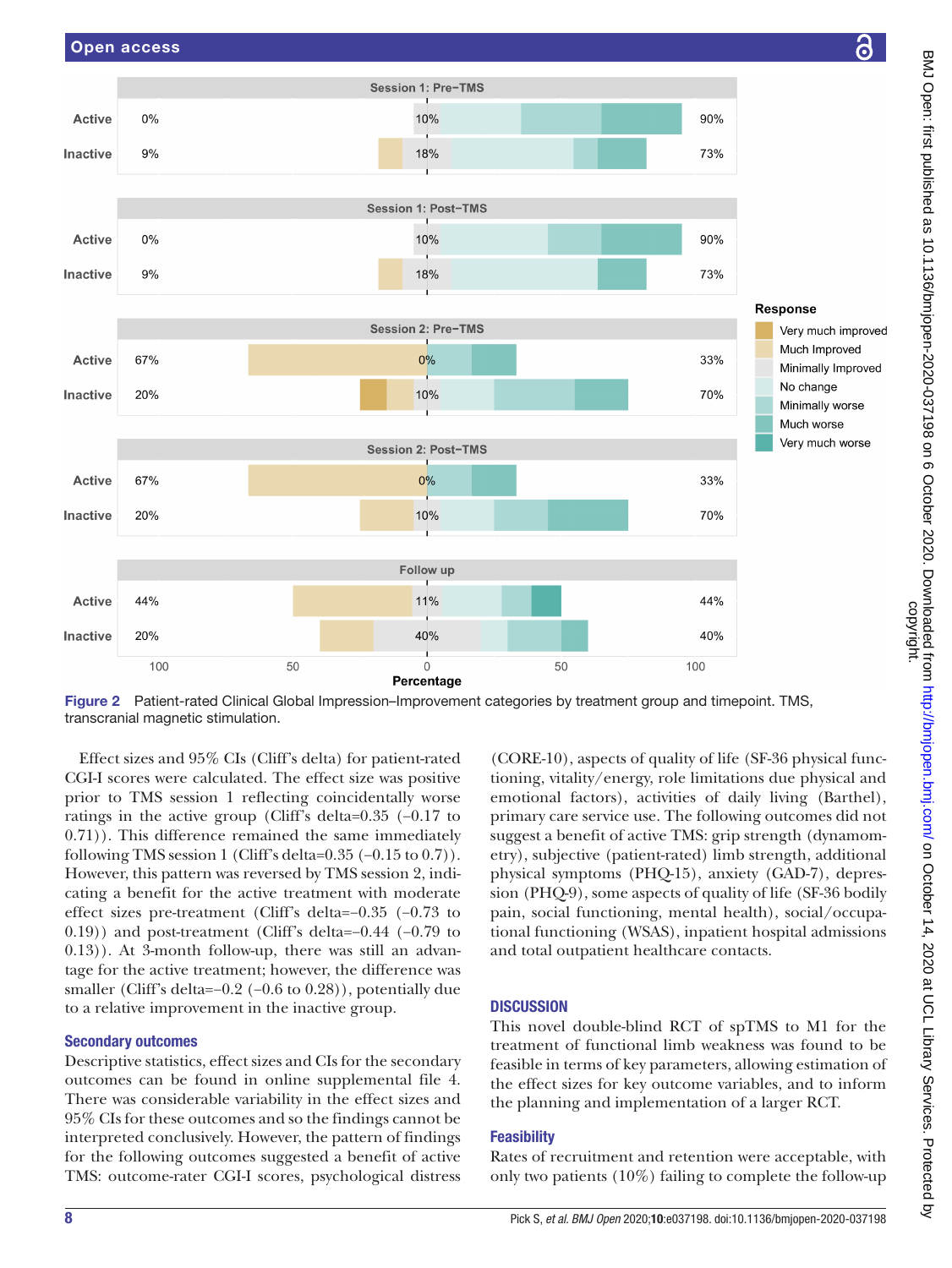Figure 2 Patient-rated Clinical Global Impression–Improvement categories by treatment group and timepoint. TMS, transcranial magnetic stimulation.

Effect sizes and 95% CIs (Cliff's delta) for patient-rated CGI-I scores were calculated. The effect size was positive prior to TMS session 1 reflecting coincidentally worse ratings in the active group (Cliff's delta=0.35 (−0.17 to 0.71)). This difference remained the same immediately following TMS session 1 (Cliff's delta=0.35 (−0.15 to 0.7)). However, this pattern was reversed by TMS session 2, indicating a benefit for the active treatment with moderate effect sizes pre-treatment (Cliff's delta=−0.35 (−0.73 to 0.19)) and post-treatment (Cliff's delta=−0.44 (−0.79 to 0.13)). At 3-month follow-up, there was still an advantage for the active treatment; however, the difference was smaller (Cliff's delta=−0.2 (−0.6 to 0.28)), potentially due to a relative improvement in the inactive group.

### Secondary outcomes

Descriptive statistics, effect sizes and CIs for the secondary outcomes can be found in online supplemental file 4. There was considerable variability in the effect sizes and 95% CIs for these outcomes and so the findings cannot be interpreted conclusively. However, the pattern of findings for the following outcomes suggested a benefit of active TMS: outcome-rater CGI-I scores, psychological distress (CORE-10), aspects of quality of life (SF-36 physical functioning, vitality/energy, role limitations due physical and emotional factors), activities of daily living (Barthel), primary care service use. The following outcomes did not suggest a benefit of active TMS: grip strength (dynamometry), subjective (patient-rated) limb strength, additional physical symptoms (PHQ-15), anxiety (GAD-7), depression (PHQ-9), some aspects of quality of life (SF-36 bodily pain, social functioning, mental health), social/occupational functioning (WSAS), inpatient hospital admissions and total outpatient healthcare contacts.

## DISCUSSION

This novel double-blind RCT of spTMS to M1 for the treatment of functional limb weakness was found to be feasible in terms of key parameters, allowing estimation of the effect sizes for key outcome variables, and to inform the planning and implementation of a larger RCT.

### Feasibility

Rates of recruitment and retention were acceptable, with only two patients (10%) failing to complete the follow-up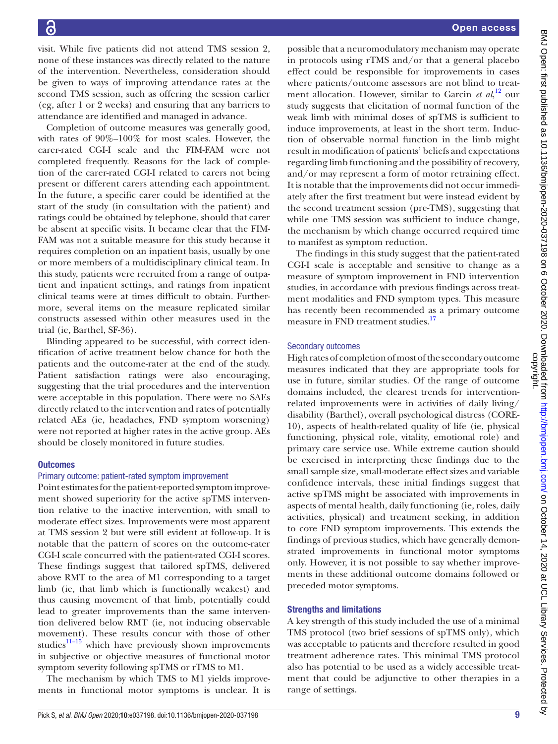visit. While five patients did not attend TMS session 2, none of these instances was directly related to the nature of the intervention. Nevertheless, consideration should be given to ways of improving attendance rates at the second TMS session, such as offering the session earlier (eg, after 1 or 2 weeks) and ensuring that any barriers to attendance are identified and managed in advance.

Completion of outcome measures was generally good, with rates of 90%–100% for most scales. However, the carer-rated CGI-I scale and the FIM-FAM were not completed frequently. Reasons for the lack of completion of the carer-rated CGI-I related to carers not being present or different carers attending each appointment. In the future, a specific carer could be identified at the start of the study (in consultation with the patient) and ratings could be obtained by telephone, should that carer be absent at specific visits. It became clear that the FIM-FAM was not a suitable measure for this study because it requires completion on an inpatient basis, usually by one or more members of a multidisciplinary clinical team. In this study, patients were recruited from a range of outpatient and inpatient settings, and ratings from inpatient clinical teams were at times difficult to obtain. Furthermore, several items on the measure replicated similar constructs assessed within other measures used in the trial (ie, Barthel, SF-36).

Blinding appeared to be successful, with correct identification of active treatment below chance for both the patients and the outcome-rater at the end of the study. Patient satisfaction ratings were also encouraging, suggesting that the trial procedures and the intervention were acceptable in this population. There were no SAEs directly related to the intervention and rates of potentially related AEs (ie, headaches, FND symptom worsening) were not reported at higher rates in the active group. AEs should be closely monitored in future studies.

## Outcomes

### Primary outcome: patient-rated symptom improvement

Point estimates for the patient-reported symptom improvement showed superiority for the active spTMS intervention relative to the inactive intervention, with small to moderate effect sizes. Improvements were most apparent at TMS session 2 but were still evident at follow-up. It is notable that the pattern of scores on the outcome-rater CGI-I scale concurred with the patient-rated CGI-I scores. These findings suggest that tailored spTMS, delivered above RMT to the area of M1 corresponding to a target limb (ie, that limb which is functionally weakest) and thus causing movement of that limb, potentially could lead to greater improvements than the same intervention delivered below RMT (ie, not inducing observable movement). These results concur with those of other studies[11–15] which have previously shown improvements in subjective or objective measures of functional motor symptom severity following spTMS or rTMS to M1.

The mechanism by which TMS to M1 yields improvements in functional motor symptoms is unclear. It is possible that a neuromodulatory mechanism may operate in protocols using rTMS and/or that a general placebo effect could be responsible for improvements in cases where patients/outcome assessors are not blind to treatment allocation. However, similar to Garcin *et al*,[12] our study suggests that elicitation of normal function of the weak limb with minimal doses of spTMS is sufficient to induce improvements, at least in the short term. Induction of observable normal function in the limb might result in modification of patients' beliefs and expectations regarding limb functioning and the possibility of recovery, and/or may represent a form of motor retraining effect. It is notable that the improvements did not occur immediately after the first treatment but were instead evident by the second treatment session (pre-TMS), suggesting that while one TMS session was sufficient to induce change, the mechanism by which change occurred required time to manifest as symptom reduction.

The findings in this study suggest that the patient-rated CGI-I scale is acceptable and sensitive to change as a measure of symptom improvement in FND intervention studies, in accordance with previous findings across treatment modalities and FND symptom types. This measure has recently been recommended as a primary outcome measure in FND treatment studies.[17]

### Secondary outcomes

High rates of completion of most of the secondary outcome measures indicated that they are appropriate tools for use in future, similar studies. Of the range of outcome domains included, the clearest trends for intervention-related improvements were in activities of daily living/disability (Barthel), overall psychological distress (CORE-10), aspects of health-related quality of life (ie, physical functioning, physical role, vitality, emotional role) and primary care service use. While extreme caution should be exercised in interpreting these findings due to the small sample size, small-moderate effect sizes and variable confidence intervals, these initial findings suggest that active spTMS might be associated with improvements in aspects of mental health, daily functioning (ie, roles, daily activities, physical) and treatment seeking, in addition to core FND symptom improvements. This extends the findings of previous studies, which have generally demonstrated improvements in functional motor symptoms only. However, it is not possible to say whether improvements in these additional outcome domains followed or preceded motor symptoms.

## Strengths and limitations

A key strength of this study included the use of a minimal TMS protocol (two brief sessions of spTMS only), which was acceptable to patients and therefore resulted in good treatment adherence rates. This minimal TMS protocol also has potential to be used as a widely accessible treatment that could be adjunctive to other therapies in a range of settings.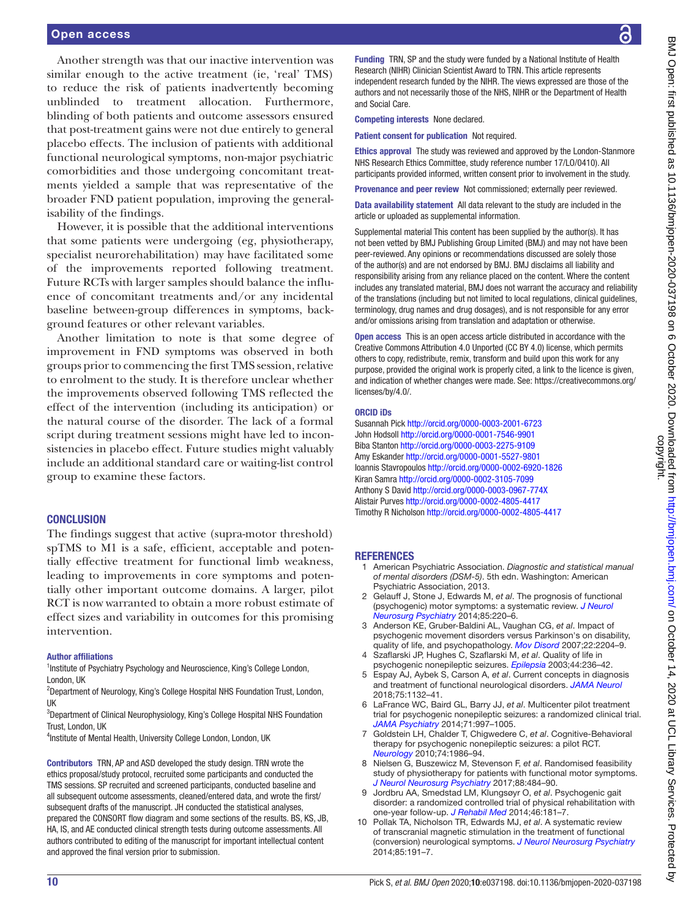Another strength was that our inactive intervention was similar enough to the active treatment (ie, 'real' TMS) to reduce the risk of patients inadvertently becoming unblinded to treatment allocation. Furthermore, blinding of both patients and outcome assessors ensured that post-treatment gains were not due entirely to general placebo effects. The inclusion of patients with additional functional neurological symptoms, non-major psychiatric comorbidities and those undergoing concomitant treatments yielded a sample that was representative of the broader FND patient population, improving the generalisability of the findings.

However, it is possible that the additional interventions that some patients were undergoing (eg, physiotherapy, specialist neurorehabilitation) may have facilitated some of the improvements reported following treatment. Future RCTs with larger samples should balance the influence of concomitant treatments and/or any incidental baseline between-group differences in symptoms, background features or other relevant variables.

Another limitation to note is that some degree of improvement in FND symptoms was observed in both groups prior to commencing the first TMS session, relative to enrolment to the study. It is therefore unclear whether the improvements observed following TMS reflected the effect of the intervention (including its anticipation) or the natural course of the disorder. The lack of a formal script during treatment sessions might have led to inconsistencies in placebo effect. Future studies might valuably include an additional standard care or waiting-list control group to examine these factors.

## CONCLUSION

The findings suggest that active (supra-motor threshold) spTMS to M1 is a safe, efficient, acceptable and potentially effective treatment for functional limb weakness, leading to improvements in core symptoms and potentially other important outcome domains. A larger, pilot RCT is now warranted to obtain a more robust estimate of effect sizes and variability in outcomes for this promising intervention.

#### Author affiliations

[1]Institute of Psychiatry Psychology and Neuroscience, King's College London, London, UK
[2]Department of Neurology, King's College Hospital NHS Foundation Trust, London, UK
[3]Department of Clinical Neurophysiology, King's College Hospital NHS Foundation Trust, London, UK
[4]Institute of Mental Health, University College London, London, UK

**Contributors** TRN, AP and ASD developed the study design. TRN wrote the ethics proposal/study protocol, recruited some participants and conducted the TMS sessions. SP recruited and screened participants, conducted baseline and all subsequent outcome assessments, cleaned/entered data, and wrote the first/subsequent drafts of the manuscript. JH conducted the statistical analyses, prepared the CONSORT flow diagram and some sections of the results. BS, KS, JB, HA, IS, and AE conducted clinical strength tests during outcome assessments. All authors contributed to editing of the manuscript for important intellectual content and approved the final version prior to submission.

**Funding** TRN, SP and the study were funded by a National Institute of Health Research (NIHR) Clinician Scientist Award to TRN. This article represents independent research funded by the NIHR. The views expressed are those of the authors and not necessarily those of the NHS, NIHR or the Department of Health and Social Care.

**Competing interests** None declared.

**Patient consent for publication** Not required.

**Ethics approval** The study was reviewed and approved by the London-Stanmore NHS Research Ethics Committee, study reference number 17/LO/0410). All participants provided informed, written consent prior to involvement in the study.

**Provenance and peer review** Not commissioned; externally peer reviewed.

**Data availability statement** All data relevant to the study are included in the article or uploaded as supplemental information.

Supplemental material This content has been supplied by the author(s). It has not been vetted by BMJ Publishing Group Limited (BMJ) and may not have been peer-reviewed. Any opinions or recommendations discussed are solely those of the author(s) and are not endorsed by BMJ. BMJ disclaims all liability and responsibility arising from any reliance placed on the content. Where the content includes any translated material, BMJ does not warrant the accuracy and reliability of the translations (including but not limited to local regulations, clinical guidelines, terminology, drug names and drug dosages), and is not responsible for any error and/or omissions arising from translation and adaptation or otherwise.

**Open access** This is an open access article distributed in accordance with the Creative Commons Attribution 4.0 Unported (CC BY 4.0) license, which permits others to copy, redistribute, remix, transform and build upon this work for any purpose, provided the original work is properly cited, a link to the licence is given, and indication of whether changes were made. See: https://creativecommons.org/licenses/by/4.0/.

#### ORCID iDs

Susannah Pick http://orcid.org/0000-0003-2001-6723
John Hodsoll http://orcid.org/0000-0001-7546-9901
Biba Stanton http://orcid.org/0000-0003-2275-9109
Amy Eskander http://orcid.org/0000-0001-5527-9801
Ioannis Stavropoulos http://orcid.org/0000-0002-6920-1826
Kiran Samra http://orcid.org/0000-0002-3105-7099
Anthony S David http://orcid.org/0000-0003-0967-774X
Alistair Purves http://orcid.org/0000-0002-4805-4417
Timothy R Nicholson http://orcid.org/0000-0002-4805-4417

## REFERENCES

1. American Psychiatric Association. *Diagnostic and statistical manual of mental disorders (DSM-5)*. 5th edn. Washington: American Psychiatric Association, 2013.
2. Gelauff J, Stone J, Edwards M, *et al*. The prognosis of functional (psychogenic) motor symptoms: a systematic review. *J Neurol Neurosurg Psychiatry* 2014;85:220–6.
3. Anderson KE, Gruber-Baldini AL, Vaughan CG, *et al*. Impact of psychogenic movement disorders versus Parkinson's on disability, quality of life, and psychopathology. *Mov Disord* 2007;22:2204–9.
4. Szaflarski JP, Hughes C, Szaflarski M, *et al*. Quality of life in psychogenic nonepileptic seizures. *Epilepsia* 2003;44:236–42.
5. Espay AJ, Aybek S, Carson A, *et al*. Current concepts in diagnosis and treatment of functional neurological disorders. *JAMA Neurol* 2018;75:1132–41.
6. LaFrance WC, Baird GL, Barry JJ, *et al*. Multicenter pilot treatment trial for psychogenic nonepileptic seizures: a randomized clinical trial. *JAMA Psychiatry* 2014;71:997–1005.
7. Goldstein LH, Chalder T, Chigwedere C, *et al*. Cognitive-Behavioral therapy for psychogenic nonepileptic seizures: a pilot RCT. *Neurology* 2010;74:1986–94.
8. Nielsen G, Buszewicz M, Stevenson F, *et al*. Randomised feasibility study of physiotherapy for patients with functional motor symptoms. *J Neurol Neurosurg Psychiatry* 2017;88:484–90.
9. Jordbru AA, Smedstad LM, Klungsøyr O, *et al*. Psychogenic gait disorder: a randomized controlled trial of physical rehabilitation with one-year follow-up. *J Rehabil Med* 2014;46:181–7.
10. Pollak TA, Nicholson TR, Edwards MJ, *et al*. A systematic review of transcranial magnetic stimulation in the treatment of functional (conversion) neurological symptoms. *J Neurol Neurosurg Psychiatry* 2014;85:191–7.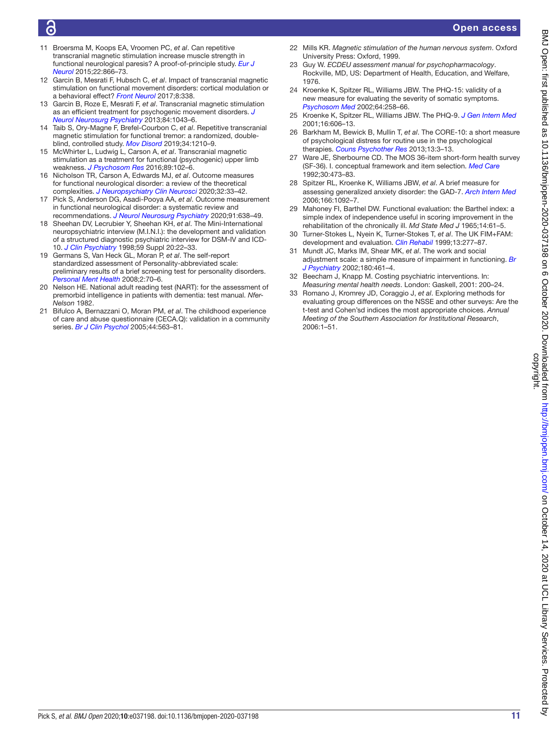11 Broersma M, Koops EA, Vroomen PC, *et al*. Can repetitive transcranial magnetic stimulation increase muscle strength in functional neurological paresis? A proof-of-principle study. *Eur J Neurol* 2015;22:866–73.

12 Garcin B, Mesrati F, Hubsch C, *et al*. Impact of transcranial magnetic stimulation on functional movement disorders: cortical modulation or a behavioral effect? *Front Neurol* 2017;8:338.

13 Garcin B, Roze E, Mesrati F, *et al*. Transcranial magnetic stimulation as an efficient treatment for psychogenic movement disorders. *J Neurol Neurosurg Psychiatry* 2013;84:1043–6.

14 Taib S, Ory-Magne F, Brefel-Courbon C, *et al*. Repetitive transcranial magnetic stimulation for functional tremor: a randomized, double-blind, controlled study. *Mov Disord* 2019;34:1210–9.

15 McWhirter L, Ludwig L, Carson A, *et al*. Transcranial magnetic stimulation as a treatment for functional (psychogenic) upper limb weakness. *J Psychosom Res* 2016;89:102–6.

16 Nicholson TR, Carson A, Edwards MJ, *et al*. Outcome measures for functional neurological disorder: a review of the theoretical complexities. *J Neuropsychiatry Clin Neurosci* 2020;32:33–42.

17 Pick S, Anderson DG, Asadi-Pooya AA, *et al*. Outcome measurement in functional neurological disorder: a systematic review and recommendations. *J Neurol Neurosurg Psychiatry* 2020;91:638–49.

18 Sheehan DV, Lecrubier Y, Sheehan KH, *et al*. The Mini-International neuropsychiatric interview (M.I.N.I.): the development and validation of a structured diagnostic psychiatric interview for DSM-IV and ICD-10. *J Clin Psychiatry* 1998;59 Suppl 20:22–33.

19 Germans S, Van Heck GL, Moran P, *et al*. The self-report standardized assessment of Personality-abbreviated scale: preliminary results of a brief screening test for personality disorders. *Personal Ment Health* 2008;2:70–6.

20 Nelson HE. National adult reading test (NART): for the assessment of premorbid intelligence in patients with dementia: test manual. *Nfer-Nelson* 1982.

21 Bifulco A, Bernazzani O, Moran PM, *et al*. The childhood experience of care and abuse questionnaire (CECA.Q): validation in a community series. *Br J Clin Psychol* 2005;44:563–81.

22 Mills KR. *Magnetic stimulation of the human nervous system*. Oxford University Press: Oxford, 1999.

23 Guy W. *ECDEU assessment manual for psychopharmacology*. Rockville, MD, US: Department of Health, Education, and Welfare, 1976.

24 Kroenke K, Spitzer RL, Williams JBW. The PHQ-15: validity of a new measure for evaluating the severity of somatic symptoms. *Psychosom Med* 2002;64:258–66.

25 Kroenke K, Spitzer RL, Williams JBW. The PHQ-9. *J Gen Intern Med* 2001;16:606–13.

26 Barkham M, Bewick B, Mullin T, *et al*. The CORE-10: a short measure of psychological distress for routine use in the psychological therapies. *Couns Psychother Res* 2013;13:3–13.

27 Ware JE, Sherbourne CD. The MOS 36-item short-form health survey (SF-36). I. conceptual framework and item selection. *Med Care* 1992;30:473–83.

28 Spitzer RL, Kroenke K, Williams JBW, *et al*. A brief measure for assessing generalized anxiety disorder: the GAD-7. *Arch Intern Med* 2006;166:1092–7.

29 Mahoney FI, Barthel DW. Functional evaluation: the Barthel index: a simple index of independence useful in scoring improvement in the rehabilitation of the chronically ill. *Md State Med J* 1965;14:61–5.

30 Turner-Stokes L, Nyein K, Turner-Stokes T, *et al*. The UK FIM+FAM: development and evaluation. *Clin Rehabil* 1999;13:277–87.

31 Mundt JC, Marks IM, Shear MK, *et al*. The work and social adjustment scale: a simple measure of impairment in functioning. *Br J Psychiatry* 2002;180:461–4.

32 Beecham J, Knapp M. Costing psychiatric interventions. In: *Measuring mental health needs*. London: Gaskell, 2001: 200–24.

33 Romano J, Kromrey JD, Coraggio J, *et al*. Exploring methods for evaluating group differences on the NSSE and other surveys: Are the t-test and Cohen'sd indices the most appropriate choices. *Annual Meeting of the Southern Association for Institutional Research*, 2006:1–51.